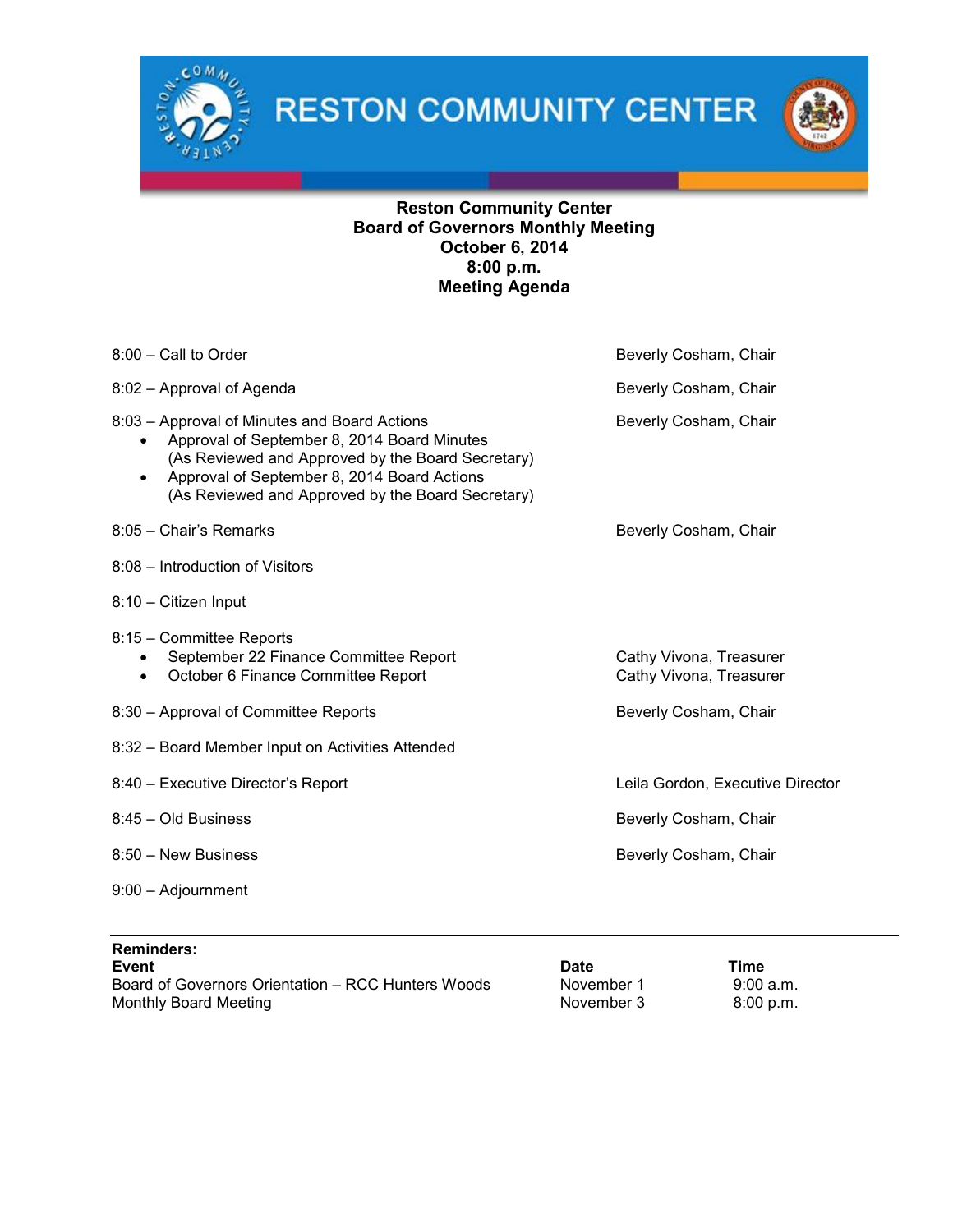# RESTON COMMUNITY CENTER

**Reston Community Center**
**Board of Governors Monthly Meeting**
**October 6, 2014**
**8:00 p.m.**
**Meeting Agenda**

| Agenda Item | Presenter |
|---|---|
| 8:00 – Call to Order | Beverly Cosham, Chair |
| 8:02 – Approval of Agenda | Beverly Cosham, Chair |
| 8:03 – Approval of Minutes and Board Actions<br>• Approval of September 8, 2014 Board Minutes (As Reviewed and Approved by the Board Secretary)<br>• Approval of September 8, 2014 Board Actions (As Reviewed and Approved by the Board Secretary) | Beverly Cosham, Chair |
| 8:05 – Chair's Remarks | Beverly Cosham, Chair |
| 8:08 – Introduction of Visitors | |
| 8:10 – Citizen Input | |
| 8:15 – Committee Reports | |
| • September 22 Finance Committee Report | Cathy Vivona, Treasurer |
| • October 6 Finance Committee Report | Cathy Vivona, Treasurer |
| 8:30 – Approval of Committee Reports | Beverly Cosham, Chair |
| 8:32 – Board Member Input on Activities Attended | |
| 8:40 – Executive Director's Report | Leila Gordon, Executive Director |
| 8:45 – Old Business | Beverly Cosham, Chair |
| 8:50 – New Business | Beverly Cosham, Chair |
| 9:00 – Adjournment | |

**Reminders:**

| Event | Date | Time |
|---|---|---|
| Board of Governors Orientation – RCC Hunters Woods | November 1 | 9:00 a.m. |
| Monthly Board Meeting | November 3 | 8:00 p.m. |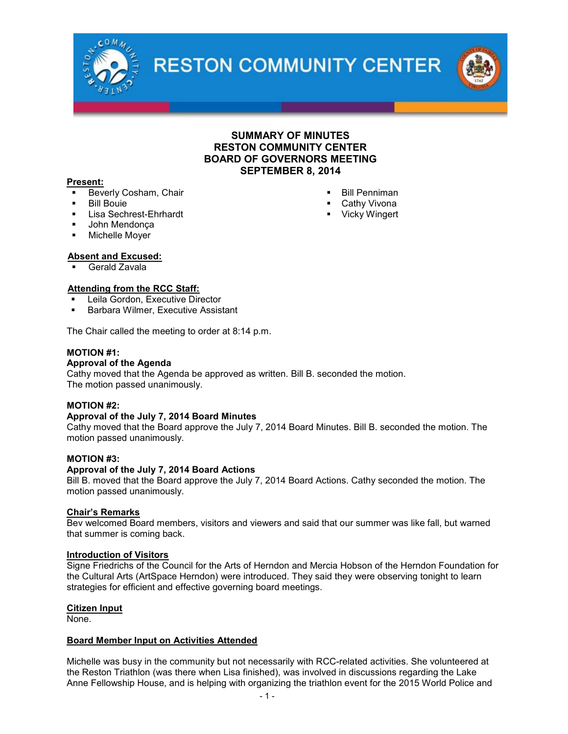RESTON COMMUNITY CENTER

## SUMMARY OF MINUTES
## RESTON COMMUNITY CENTER
## BOARD OF GOVERNORS MEETING
## SEPTEMBER 8, 2014

**Present:**

- Beverly Cosham, Chair
- Bill Bouie
- Lisa Sechrest-Ehrhardt
- John Mendonça
- Michelle Moyer
- Bill Penniman
- Cathy Vivona
- Vicky Wingert

**Absent and Excused:**

- Gerald Zavala

**Attending from the RCC Staff:**

- Leila Gordon, Executive Director
- Barbara Wilmer, Executive Assistant

The Chair called the meeting to order at 8:14 p.m.

**MOTION #1:**
**Approval of the Agenda**
Cathy moved that the Agenda be approved as written. Bill B. seconded the motion. The motion passed unanimously.

**MOTION #2:**
**Approval of the July 7, 2014 Board Minutes**
Cathy moved that the Board approve the July 7, 2014 Board Minutes. Bill B. seconded the motion. The motion passed unanimously.

**MOTION #3:**
**Approval of the July 7, 2014 Board Actions**
Bill B. moved that the Board approve the July 7, 2014 Board Actions. Cathy seconded the motion. The motion passed unanimously.

**Chair's Remarks**
Bev welcomed Board members, visitors and viewers and said that our summer was like fall, but warned that summer is coming back.

**Introduction of Visitors**
Signe Friedrichs of the Council for the Arts of Herndon and Mercia Hobson of the Herndon Foundation for the Cultural Arts (ArtSpace Herndon) were introduced. They said they were observing tonight to learn strategies for efficient and effective governing board meetings.

**Citizen Input**
None.

**Board Member Input on Activities Attended**

Michelle was busy in the community but not necessarily with RCC-related activities. She volunteered at the Reston Triathlon (was there when Lisa finished), was involved in discussions regarding the Lake Anne Fellowship House, and is helping with organizing the triathlon event for the 2015 World Police and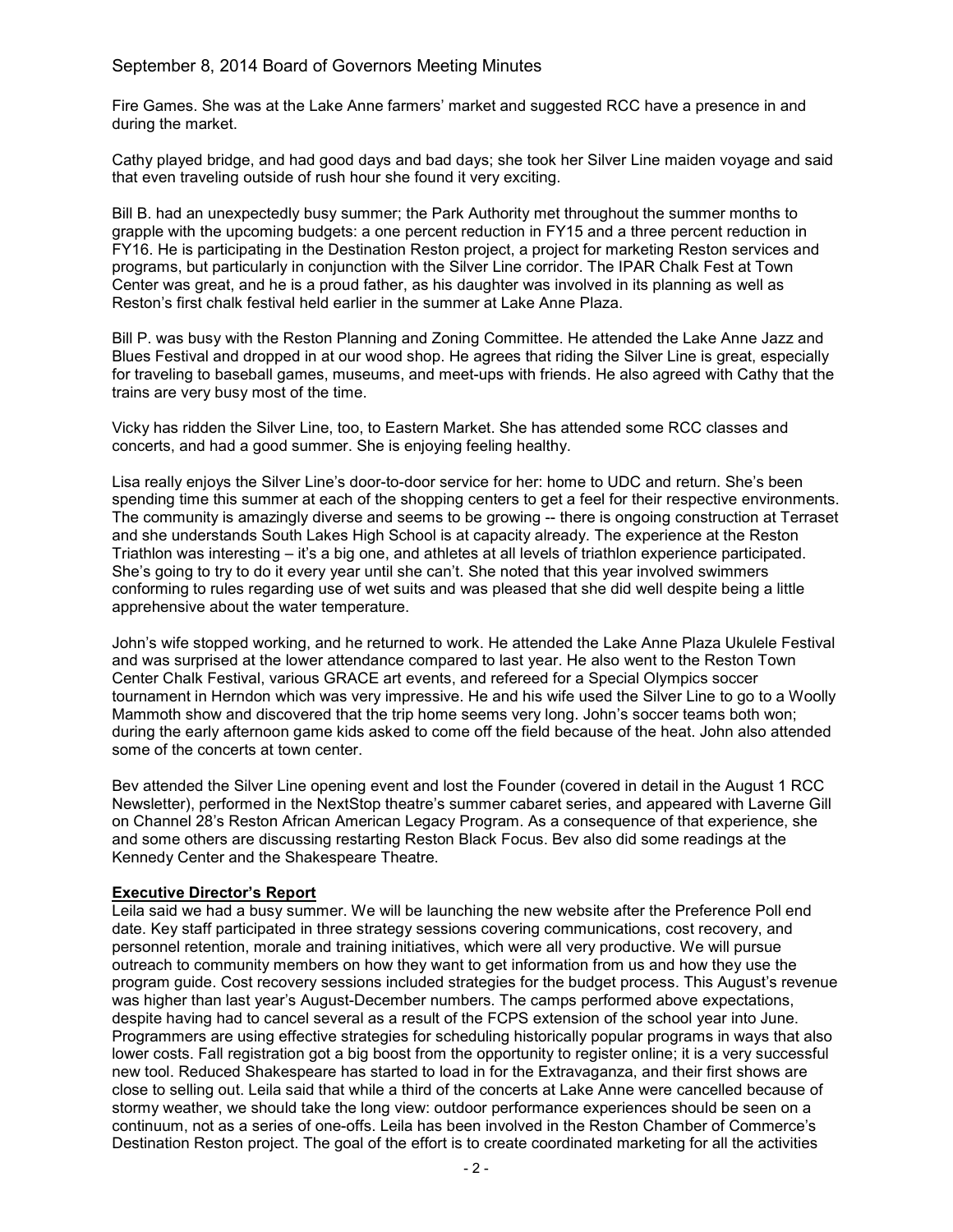Fire Games. She was at the Lake Anne farmers' market and suggested RCC have a presence in and during the market.

Cathy played bridge, and had good days and bad days; she took her Silver Line maiden voyage and said that even traveling outside of rush hour she found it very exciting.

Bill B. had an unexpectedly busy summer; the Park Authority met throughout the summer months to grapple with the upcoming budgets: a one percent reduction in FY15 and a three percent reduction in FY16. He is participating in the Destination Reston project, a project for marketing Reston services and programs, but particularly in conjunction with the Silver Line corridor. The IPAR Chalk Fest at Town Center was great, and he is a proud father, as his daughter was involved in its planning as well as Reston's first chalk festival held earlier in the summer at Lake Anne Plaza.

Bill P. was busy with the Reston Planning and Zoning Committee. He attended the Lake Anne Jazz and Blues Festival and dropped in at our wood shop. He agrees that riding the Silver Line is great, especially for traveling to baseball games, museums, and meet-ups with friends. He also agreed with Cathy that the trains are very busy most of the time.

Vicky has ridden the Silver Line, too, to Eastern Market. She has attended some RCC classes and concerts, and had a good summer. She is enjoying feeling healthy.

Lisa really enjoys the Silver Line's door-to-door service for her: home to UDC and return. She's been spending time this summer at each of the shopping centers to get a feel for their respective environments. The community is amazingly diverse and seems to be growing -- there is ongoing construction at Terraset and she understands South Lakes High School is at capacity already. The experience at the Reston Triathlon was interesting – it's a big one, and athletes at all levels of triathlon experience participated. She's going to try to do it every year until she can't. She noted that this year involved swimmers conforming to rules regarding use of wet suits and was pleased that she did well despite being a little apprehensive about the water temperature.

John's wife stopped working, and he returned to work. He attended the Lake Anne Plaza Ukulele Festival and was surprised at the lower attendance compared to last year. He also went to the Reston Town Center Chalk Festival, various GRACE art events, and refereed for a Special Olympics soccer tournament in Herndon which was very impressive. He and his wife used the Silver Line to go to a Woolly Mammoth show and discovered that the trip home seems very long. John's soccer teams both won; during the early afternoon game kids asked to come off the field because of the heat. John also attended some of the concerts at town center.

Bev attended the Silver Line opening event and lost the Founder (covered in detail in the August 1 RCC Newsletter), performed in the NextStop theatre's summer cabaret series, and appeared with Laverne Gill on Channel 28's Reston African American Legacy Program. As a consequence of that experience, she and some others are discussing restarting Reston Black Focus. Bev also did some readings at the Kennedy Center and the Shakespeare Theatre.

**Executive Director's Report**

Leila said we had a busy summer. We will be launching the new website after the Preference Poll end date. Key staff participated in three strategy sessions covering communications, cost recovery, and personnel retention, morale and training initiatives, which were all very productive. We will pursue outreach to community members on how they want to get information from us and how they use the program guide. Cost recovery sessions included strategies for the budget process. This August's revenue was higher than last year's August-December numbers. The camps performed above expectations, despite having had to cancel several as a result of the FCPS extension of the school year into June. Programmers are using effective strategies for scheduling historically popular programs in ways that also lower costs. Fall registration got a big boost from the opportunity to register online; it is a very successful new tool. Reduced Shakespeare has started to load in for the Extravaganza, and their first shows are close to selling out. Leila said that while a third of the concerts at Lake Anne were cancelled because of stormy weather, we should take the long view: outdoor performance experiences should be seen on a continuum, not as a series of one-offs. Leila has been involved in the Reston Chamber of Commerce's Destination Reston project. The goal of the effort is to create coordinated marketing for all the activities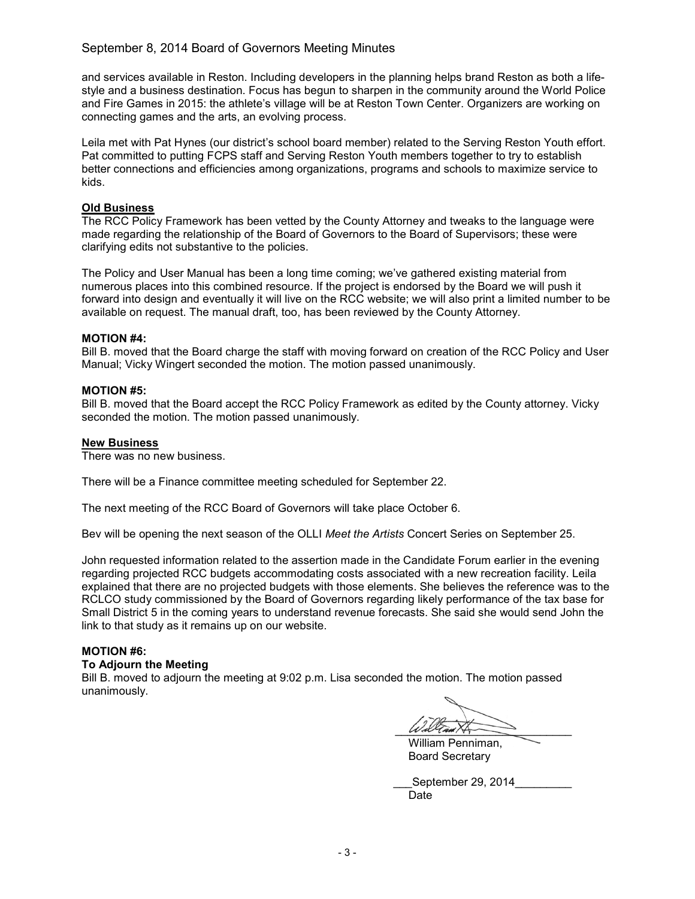and services available in Reston. Including developers in the planning helps brand Reston as both a life-style and a business destination. Focus has begun to sharpen in the community around the World Police and Fire Games in 2015: the athlete's village will be at Reston Town Center. Organizers are working on connecting games and the arts, an evolving process.

Leila met with Pat Hynes (our district's school board member) related to the Serving Reston Youth effort. Pat committed to putting FCPS staff and Serving Reston Youth members together to try to establish better connections and efficiencies among organizations, programs and schools to maximize service to kids.

## Old Business

The RCC Policy Framework has been vetted by the County Attorney and tweaks to the language were made regarding the relationship of the Board of Governors to the Board of Supervisors; these were clarifying edits not substantive to the policies.

The Policy and User Manual has been a long time coming; we've gathered existing material from numerous places into this combined resource. If the project is endorsed by the Board we will push it forward into design and eventually it will live on the RCC website; we will also print a limited number to be available on request. The manual draft, too, has been reviewed by the County Attorney.

**MOTION #4:**
Bill B. moved that the Board charge the staff with moving forward on creation of the RCC Policy and User Manual; Vicky Wingert seconded the motion. The motion passed unanimously.

**MOTION #5:**
Bill B. moved that the Board accept the RCC Policy Framework as edited by the County attorney. Vicky seconded the motion. The motion passed unanimously.

## New Business

There was no new business.

There will be a Finance committee meeting scheduled for September 22.

The next meeting of the RCC Board of Governors will take place October 6.

Bev will be opening the next season of the OLLI *Meet the Artists* Concert Series on September 25.

John requested information related to the assertion made in the Candidate Forum earlier in the evening regarding projected RCC budgets accommodating costs associated with a new recreation facility. Leila explained that there are no projected budgets with those elements. She believes the reference was to the RCLCO study commissioned by the Board of Governors regarding likely performance of the tax base for Small District 5 in the coming years to understand revenue forecasts. She said she would send John the link to that study as it remains up on our website.

**MOTION #6:**
**To Adjourn the Meeting**
Bill B. moved to adjourn the meeting at 9:02 p.m. Lisa seconded the motion. The motion passed unanimously.

William Penniman,
Board Secretary

September 29, 2014
Date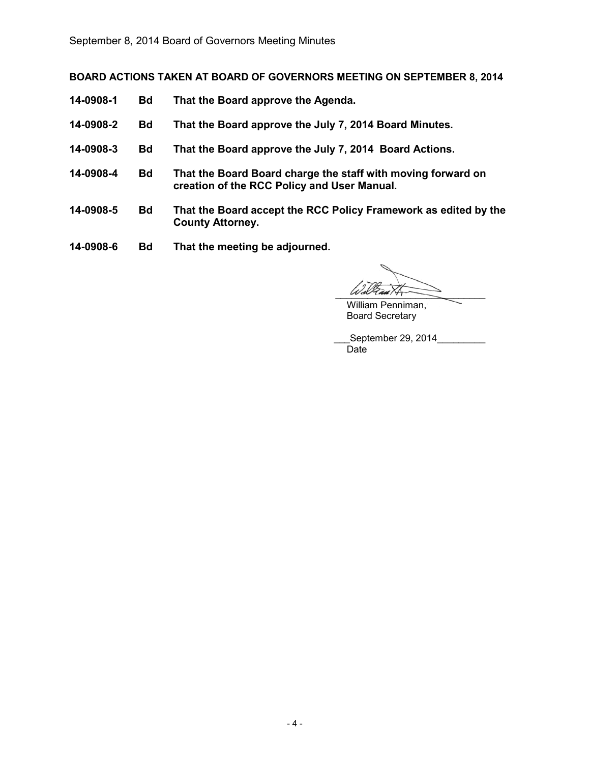**BOARD ACTIONS TAKEN AT BOARD OF GOVERNORS MEETING ON SEPTEMBER 8, 2014**

| | | |
|---|---|---|
| **14-0908-1** | **Bd** | **That the Board approve the Agenda.** |
| **14-0908-2** | **Bd** | **That the Board approve the July 7, 2014 Board Minutes.** |
| **14-0908-3** | **Bd** | **That the Board approve the July 7, 2014 Board Actions.** |
| **14-0908-4** | **Bd** | **That the Board Board charge the staff with moving forward on creation of the RCC Policy and User Manual.** |
| **14-0908-5** | **Bd** | **That the Board accept the RCC Policy Framework as edited by the County Attorney.** |
| **14-0908-6** | **Bd** | **That the meeting be adjourned.** |

William Penniman,
Board Secretary

September 29, 2014
Date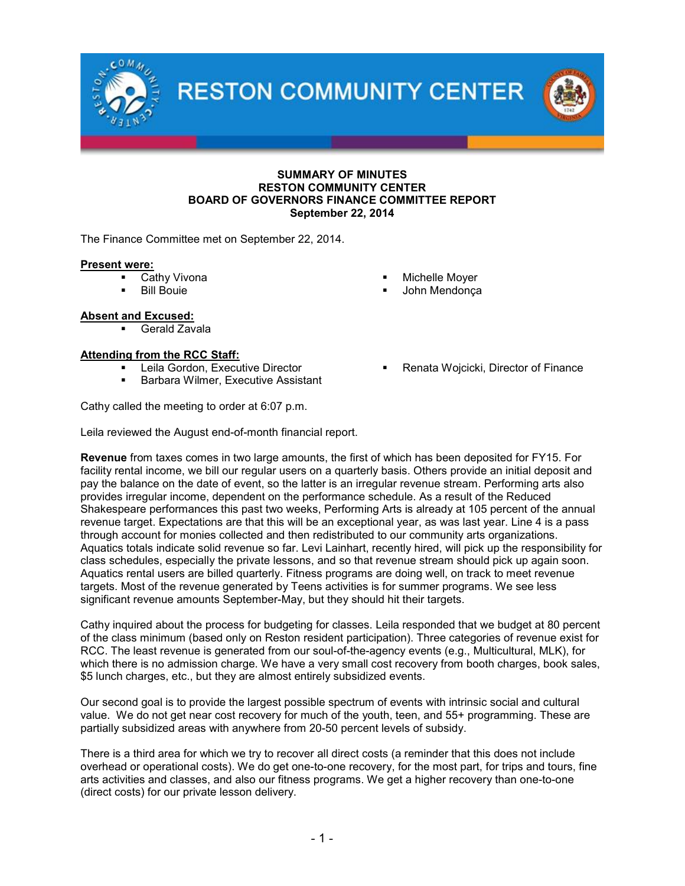# RESTON COMMUNITY CENTER

**SUMMARY OF MINUTES**
**RESTON COMMUNITY CENTER**
**BOARD OF GOVERNORS FINANCE COMMITTEE REPORT**
**September 22, 2014**

The Finance Committee met on September 22, 2014.

**Present were:**

- Cathy Vivona
- Bill Bouie
- Michelle Moyer
- John Mendonça

**Absent and Excused:**

- Gerald Zavala

**Attending from the RCC Staff:**

- Leila Gordon, Executive Director
- Barbara Wilmer, Executive Assistant
- Renata Wojcicki, Director of Finance

Cathy called the meeting to order at 6:07 p.m.

Leila reviewed the August end-of-month financial report.

**Revenue** from taxes comes in two large amounts, the first of which has been deposited for FY15. For facility rental income, we bill our regular users on a quarterly basis. Others provide an initial deposit and pay the balance on the date of event, so the latter is an irregular revenue stream. Performing arts also provides irregular income, dependent on the performance schedule. As a result of the Reduced Shakespeare performances this past two weeks, Performing Arts is already at 105 percent of the annual revenue target. Expectations are that this will be an exceptional year, as was last year. Line 4 is a pass through account for monies collected and then redistributed to our community arts organizations. Aquatics totals indicate solid revenue so far. Levi Lainhart, recently hired, will pick up the responsibility for class schedules, especially the private lessons, and so that revenue stream should pick up again soon. Aquatics rental users are billed quarterly. Fitness programs are doing well, on track to meet revenue targets. Most of the revenue generated by Teens activities is for summer programs. We see less significant revenue amounts September-May, but they should hit their targets.

Cathy inquired about the process for budgeting for classes. Leila responded that we budget at 80 percent of the class minimum (based only on Reston resident participation). Three categories of revenue exist for RCC. The least revenue is generated from our soul-of-the-agency events (e.g., Multicultural, MLK), for which there is no admission charge. We have a very small cost recovery from booth charges, book sales, $5 lunch charges, etc., but they are almost entirely subsidized events.

Our second goal is to provide the largest possible spectrum of events with intrinsic social and cultural value. We do not get near cost recovery for much of the youth, teen, and 55+ programming. These are partially subsidized areas with anywhere from 20-50 percent levels of subsidy.

There is a third area for which we try to recover all direct costs (a reminder that this does not include overhead or operational costs). We do get one-to-one recovery, for the most part, for trips and tours, fine arts activities and classes, and also our fitness programs. We get a higher recovery than one-to-one (direct costs) for our private lesson delivery.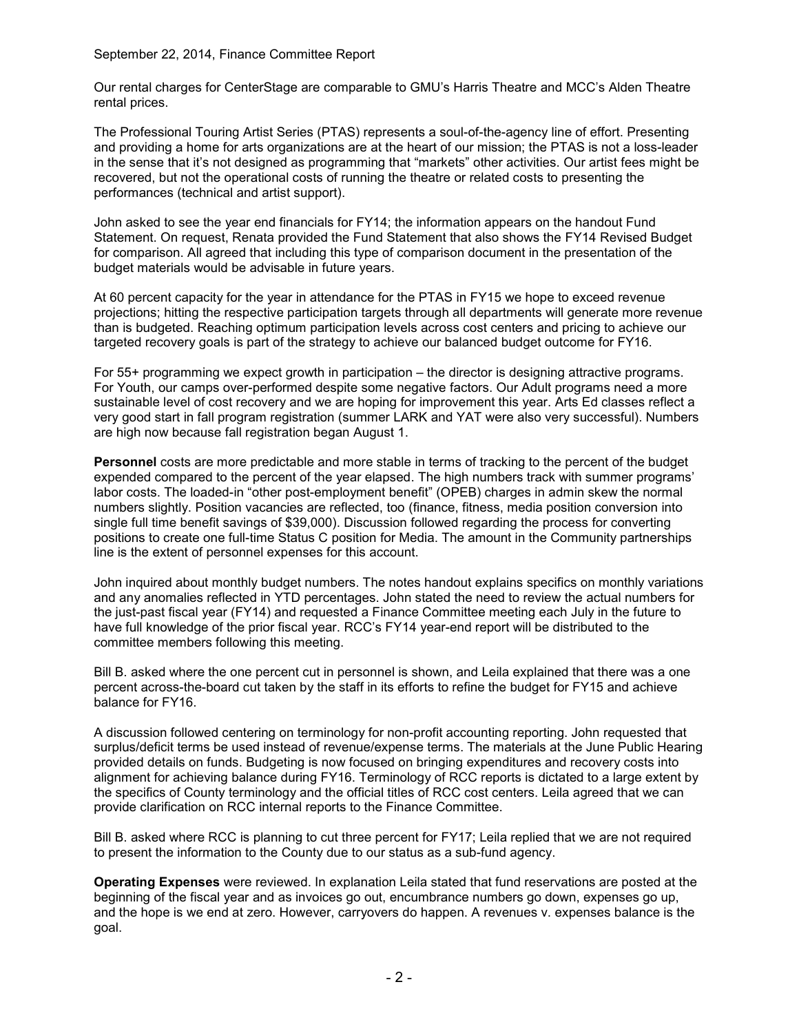Our rental charges for CenterStage are comparable to GMU's Harris Theatre and MCC's Alden Theatre rental prices.

The Professional Touring Artist Series (PTAS) represents a soul-of-the-agency line of effort. Presenting and providing a home for arts organizations are at the heart of our mission; the PTAS is not a loss-leader in the sense that it's not designed as programming that "markets" other activities. Our artist fees might be recovered, but not the operational costs of running the theatre or related costs to presenting the performances (technical and artist support).

John asked to see the year end financials for FY14; the information appears on the handout Fund Statement. On request, Renata provided the Fund Statement that also shows the FY14 Revised Budget for comparison. All agreed that including this type of comparison document in the presentation of the budget materials would be advisable in future years.

At 60 percent capacity for the year in attendance for the PTAS in FY15 we hope to exceed revenue projections; hitting the respective participation targets through all departments will generate more revenue than is budgeted. Reaching optimum participation levels across cost centers and pricing to achieve our targeted recovery goals is part of the strategy to achieve our balanced budget outcome for FY16.

For 55+ programming we expect growth in participation – the director is designing attractive programs. For Youth, our camps over-performed despite some negative factors. Our Adult programs need a more sustainable level of cost recovery and we are hoping for improvement this year. Arts Ed classes reflect a very good start in fall program registration (summer LARK and YAT were also very successful). Numbers are high now because fall registration began August 1.

**Personnel** costs are more predictable and more stable in terms of tracking to the percent of the budget expended compared to the percent of the year elapsed. The high numbers track with summer programs' labor costs. The loaded-in "other post-employment benefit" (OPEB) charges in admin skew the normal numbers slightly. Position vacancies are reflected, too (finance, fitness, media position conversion into single full time benefit savings of $39,000). Discussion followed regarding the process for converting positions to create one full-time Status C position for Media. The amount in the Community partnerships line is the extent of personnel expenses for this account.

John inquired about monthly budget numbers. The notes handout explains specifics on monthly variations and any anomalies reflected in YTD percentages. John stated the need to review the actual numbers for the just-past fiscal year (FY14) and requested a Finance Committee meeting each July in the future to have full knowledge of the prior fiscal year. RCC's FY14 year-end report will be distributed to the committee members following this meeting.

Bill B. asked where the one percent cut in personnel is shown, and Leila explained that there was a one percent across-the-board cut taken by the staff in its efforts to refine the budget for FY15 and achieve balance for FY16.

A discussion followed centering on terminology for non-profit accounting reporting. John requested that surplus/deficit terms be used instead of revenue/expense terms. The materials at the June Public Hearing provided details on funds. Budgeting is now focused on bringing expenditures and recovery costs into alignment for achieving balance during FY16. Terminology of RCC reports is dictated to a large extent by the specifics of County terminology and the official titles of RCC cost centers. Leila agreed that we can provide clarification on RCC internal reports to the Finance Committee.

Bill B. asked where RCC is planning to cut three percent for FY17; Leila replied that we are not required to present the information to the County due to our status as a sub-fund agency.

**Operating Expenses** were reviewed. In explanation Leila stated that fund reservations are posted at the beginning of the fiscal year and as invoices go out, encumbrance numbers go down, expenses go up, and the hope is we end at zero. However, carryovers do happen. A revenues v. expenses balance is the goal.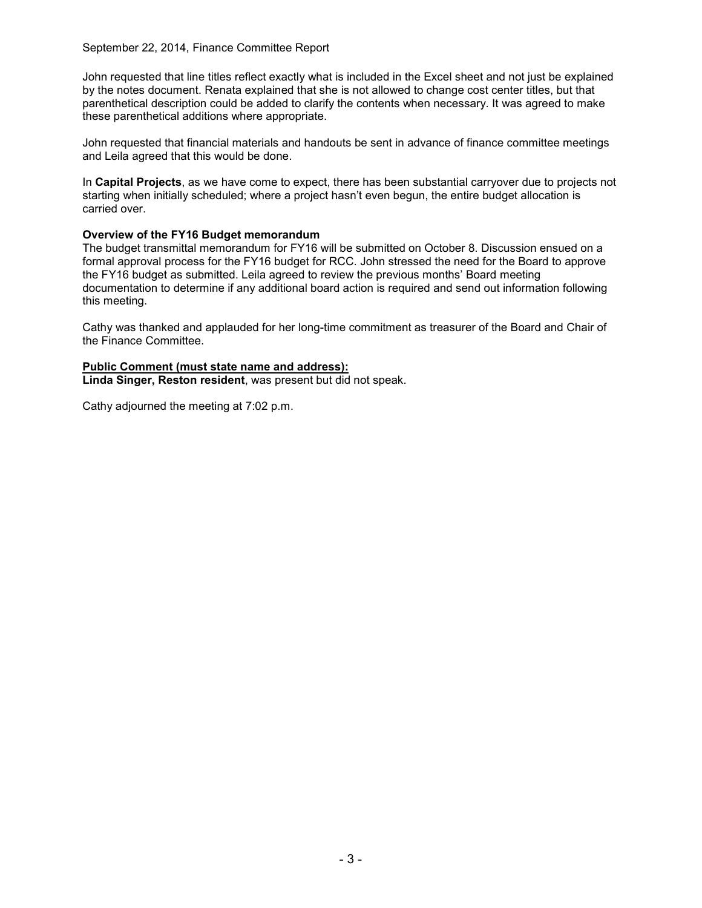John requested that line titles reflect exactly what is included in the Excel sheet and not just be explained by the notes document. Renata explained that she is not allowed to change cost center titles, but that parenthetical description could be added to clarify the contents when necessary. It was agreed to make these parenthetical additions where appropriate.

John requested that financial materials and handouts be sent in advance of finance committee meetings and Leila agreed that this would be done.

In **Capital Projects**, as we have come to expect, there has been substantial carryover due to projects not starting when initially scheduled; where a project hasn't even begun, the entire budget allocation is carried over.

**Overview of the FY16 Budget memorandum**
The budget transmittal memorandum for FY16 will be submitted on October 8. Discussion ensued on a formal approval process for the FY16 budget for RCC. John stressed the need for the Board to approve the FY16 budget as submitted. Leila agreed to review the previous months' Board meeting documentation to determine if any additional board action is required and send out information following this meeting.

Cathy was thanked and applauded for her long-time commitment as treasurer of the Board and Chair of the Finance Committee.

**Public Comment (must state name and address):**
**Linda Singer, Reston resident**, was present but did not speak.

Cathy adjourned the meeting at 7:02 p.m.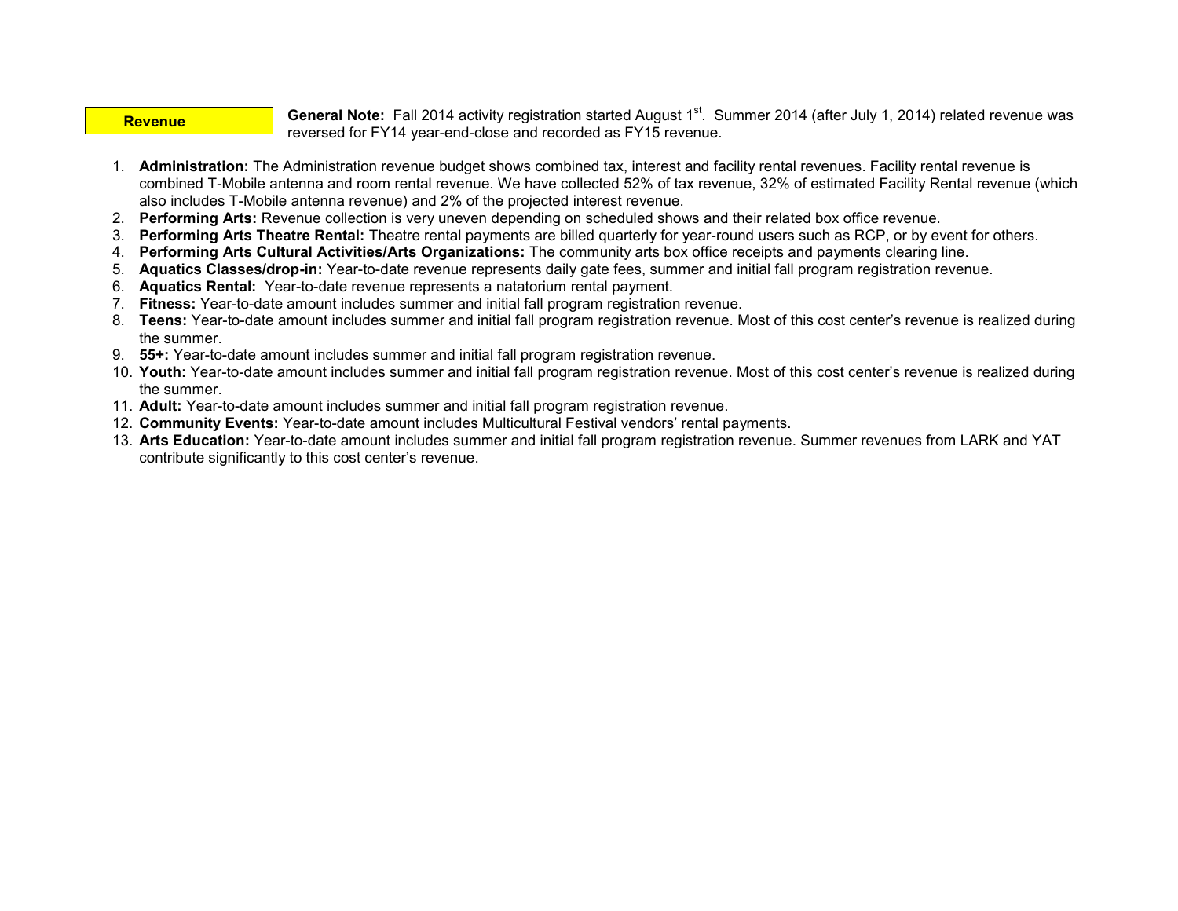**Revenue**

**General Note:** Fall 2014 activity registration started August 1st. Summer 2014 (after July 1, 2014) related revenue was reversed for FY14 year-end-close and recorded as FY15 revenue.

1. **Administration:** The Administration revenue budget shows combined tax, interest and facility rental revenues. Facility rental revenue is combined T-Mobile antenna and room rental revenue. We have collected 52% of tax revenue, 32% of estimated Facility Rental revenue (which also includes T-Mobile antenna revenue) and 2% of the projected interest revenue.
2. **Performing Arts:** Revenue collection is very uneven depending on scheduled shows and their related box office revenue.
3. **Performing Arts Theatre Rental:** Theatre rental payments are billed quarterly for year-round users such as RCP, or by event for others.
4. **Performing Arts Cultural Activities/Arts Organizations:** The community arts box office receipts and payments clearing line.
5. **Aquatics Classes/drop-in:** Year-to-date revenue represents daily gate fees, summer and initial fall program registration revenue.
6. **Aquatics Rental:** Year-to-date revenue represents a natatorium rental payment.
7. **Fitness:** Year-to-date amount includes summer and initial fall program registration revenue.
8. **Teens:** Year-to-date amount includes summer and initial fall program registration revenue. Most of this cost center's revenue is realized during the summer.
9. **55+:** Year-to-date amount includes summer and initial fall program registration revenue.
10. **Youth:** Year-to-date amount includes summer and initial fall program registration revenue. Most of this cost center's revenue is realized during the summer.
11. **Adult:** Year-to-date amount includes summer and initial fall program registration revenue.
12. **Community Events:** Year-to-date amount includes Multicultural Festival vendors' rental payments.
13. **Arts Education:** Year-to-date amount includes summer and initial fall program registration revenue. Summer revenues from LARK and YAT contribute significantly to this cost center's revenue.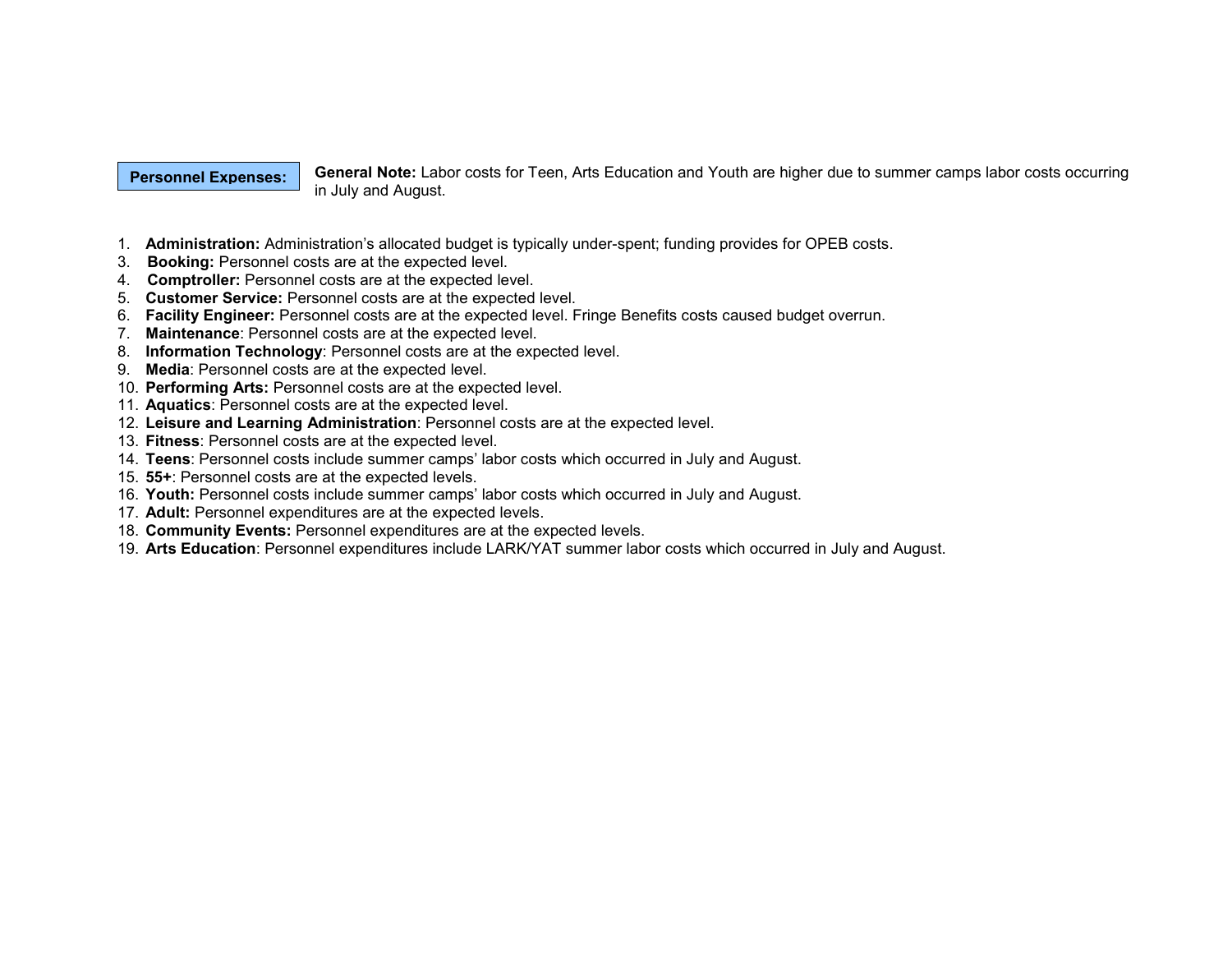**Personnel Expenses:**

**General Note:** Labor costs for Teen, Arts Education and Youth are higher due to summer camps labor costs occurring in July and August.

1. **Administration:** Administration's allocated budget is typically under-spent; funding provides for OPEB costs.
3. **Booking:** Personnel costs are at the expected level.
4. **Comptroller:** Personnel costs are at the expected level.
5. **Customer Service:** Personnel costs are at the expected level.
6. **Facility Engineer:** Personnel costs are at the expected level. Fringe Benefits costs caused budget overrun.
7. **Maintenance**: Personnel costs are at the expected level.
8. **Information Technology**: Personnel costs are at the expected level.
9. **Media**: Personnel costs are at the expected level.
10. **Performing Arts:** Personnel costs are at the expected level.
11. **Aquatics**: Personnel costs are at the expected level.
12. **Leisure and Learning Administration**: Personnel costs are at the expected level.
13. **Fitness**: Personnel costs are at the expected level.
14. **Teens**: Personnel costs include summer camps' labor costs which occurred in July and August.
15. **55+**: Personnel costs are at the expected levels.
16. **Youth:** Personnel costs include summer camps' labor costs which occurred in July and August.
17. **Adult:** Personnel expenditures are at the expected levels.
18. **Community Events:** Personnel expenditures are at the expected levels.
19. **Arts Education**: Personnel expenditures include LARK/YAT summer labor costs which occurred in July and August.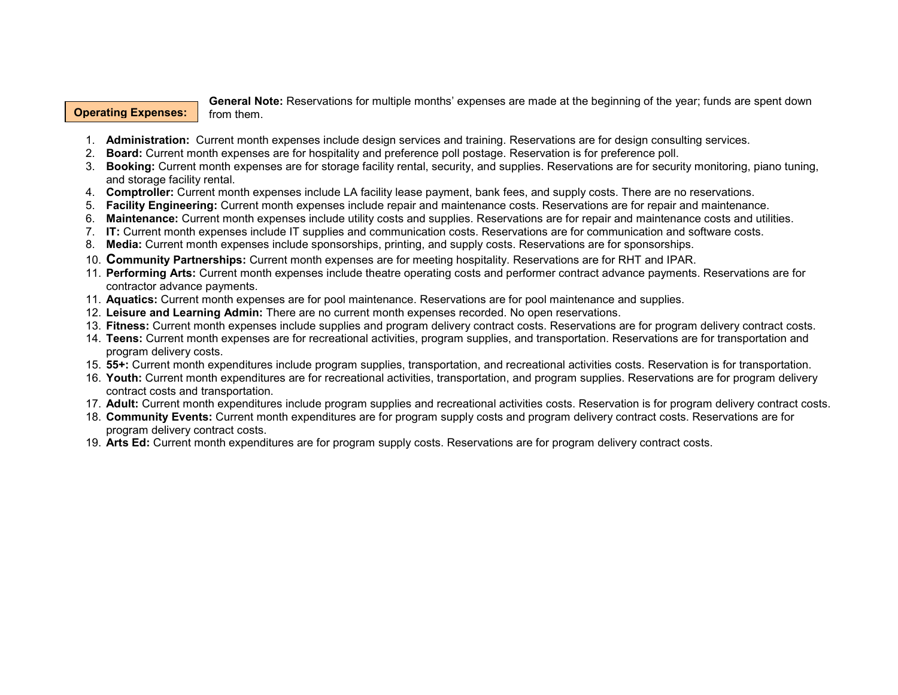**Operating Expenses:**

**General Note:** Reservations for multiple months' expenses are made at the beginning of the year; funds are spent down from them.

1. **Administration:** Current month expenses include design services and training. Reservations are for design consulting services.
2. **Board:** Current month expenses are for hospitality and preference poll postage. Reservation is for preference poll.
3. **Booking:** Current month expenses are for storage facility rental, security, and supplies. Reservations are for security monitoring, piano tuning, and storage facility rental.
4. **Comptroller:** Current month expenses include LA facility lease payment, bank fees, and supply costs. There are no reservations.
5. **Facility Engineering:** Current month expenses include repair and maintenance costs. Reservations are for repair and maintenance.
6. **Maintenance:** Current month expenses include utility costs and supplies. Reservations are for repair and maintenance costs and utilities.
7. **IT:** Current month expenses include IT supplies and communication costs. Reservations are for communication and software costs.
8. **Media:** Current month expenses include sponsorships, printing, and supply costs. Reservations are for sponsorships.

10. **Community Partnerships:** Current month expenses are for meeting hospitality. Reservations are for RHT and IPAR.
11. **Performing Arts:** Current month expenses include theatre operating costs and performer contract advance payments. Reservations are for contractor advance payments.
11. **Aquatics:** Current month expenses are for pool maintenance. Reservations are for pool maintenance and supplies.
12. **Leisure and Learning Admin:** There are no current month expenses recorded. No open reservations.
13. **Fitness:** Current month expenses include supplies and program delivery contract costs. Reservations are for program delivery contract costs.
14. **Teens:** Current month expenses are for recreational activities, program supplies, and transportation. Reservations are for transportation and program delivery costs.
15. **55+:** Current month expenditures include program supplies, transportation, and recreational activities costs. Reservation is for transportation.
16. **Youth:** Current month expenditures are for recreational activities, transportation, and program supplies. Reservations are for program delivery contract costs and transportation.
17. **Adult:** Current month expenditures include program supplies and recreational activities costs. Reservation is for program delivery contract costs.
18. **Community Events:** Current month expenditures are for program supply costs and program delivery contract costs. Reservations are for program delivery contract costs.
19. **Arts Ed:** Current month expenditures are for program supply costs. Reservations are for program delivery contract costs.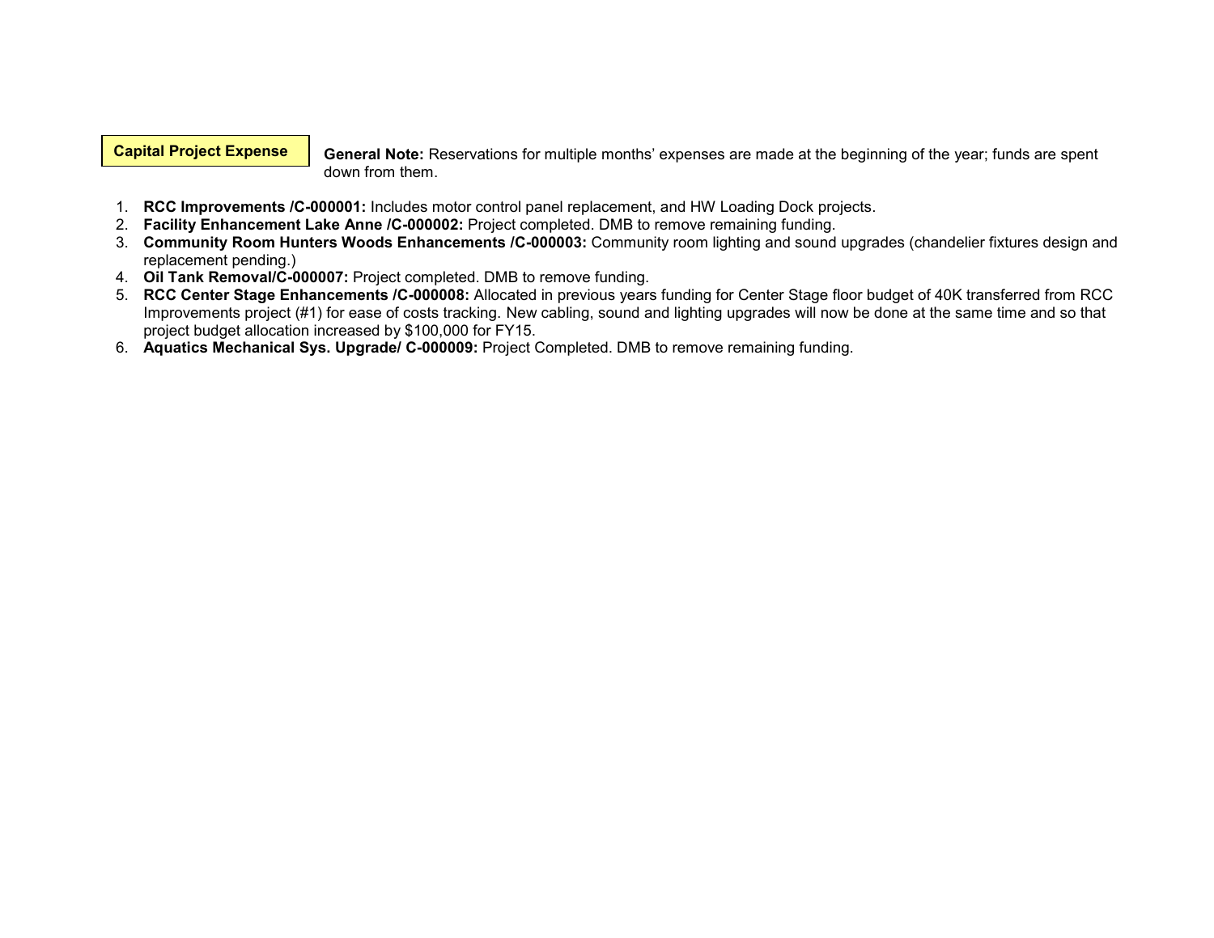**Capital Project Expense**

**General Note:** Reservations for multiple months' expenses are made at the beginning of the year; funds are spent down from them.

1. **RCC Improvements /C-000001:** Includes motor control panel replacement, and HW Loading Dock projects.
2. **Facility Enhancement Lake Anne /C-000002:** Project completed. DMB to remove remaining funding.
3. **Community Room Hunters Woods Enhancements /C-000003:** Community room lighting and sound upgrades (chandelier fixtures design and replacement pending.)
4. **Oil Tank Removal/C-000007:** Project completed. DMB to remove funding.
5. **RCC Center Stage Enhancements /C-000008:** Allocated in previous years funding for Center Stage floor budget of 40K transferred from RCC Improvements project (#1) for ease of costs tracking. New cabling, sound and lighting upgrades will now be done at the same time and so that project budget allocation increased by $100,000 for FY15.
6. **Aquatics Mechanical Sys. Upgrade/ C-000009:** Project Completed. DMB to remove remaining funding.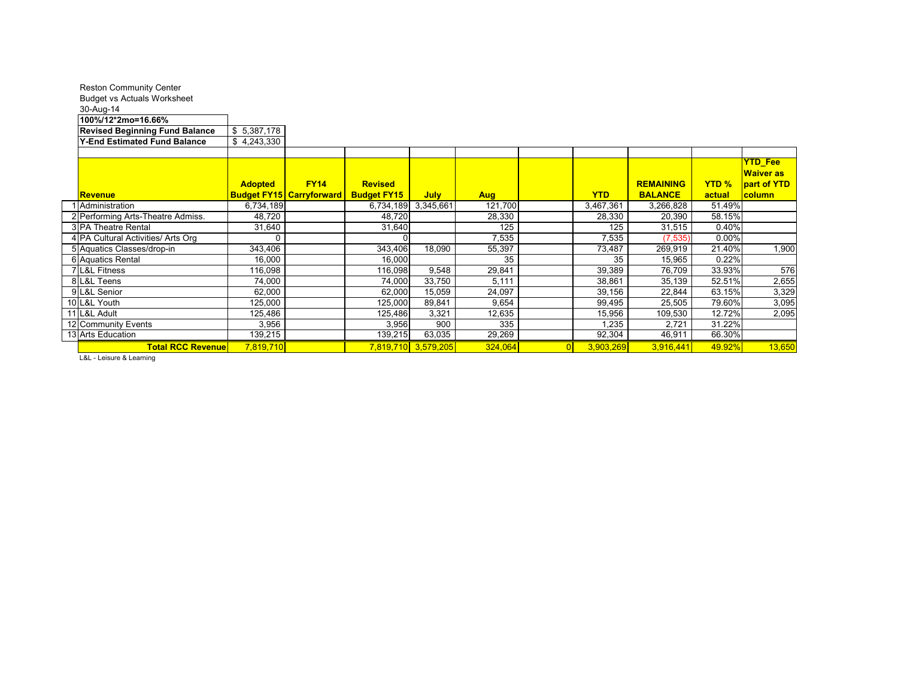Reston Community Center

Budget vs Actuals Worksheet

30-Aug-14

| **100%/12*2mo=16.66%** | |
|---|---|
| **Revised Beginning Fund Balance** | $ 5,387,178 |
| **Y-End Estimated Fund Balance** | $ 4,243,330 |

| | **Revenue** | **Adopted Budget FY15** | **FY14 Carryforward** | **Revised Budget FY15** | **July** | **Aug** | | **YTD** | **REMAINING BALANCE** | **YTD % actual** | **YTD_Fee Waiver as part of YTD column** |
|---|---|---|---|---|---|---|---|---|---|---|---|
| 1 | Administration | 6,734,189 | | 6,734,189 | 3,345,661 | 121,700 | | 3,467,361 | 3,266,828 | 51.49% | |
| 2 | Performing Arts-Theatre Admiss. | 48,720 | | 48,720 | | 28,330 | | 28,330 | 20,390 | 58.15% | |
| 3 | PA Theatre Rental | 31,640 | | 31,640 | | 125 | | 125 | 31,515 | 0.40% | |
| 4 | PA Cultural Activities/ Arts Org | 0 | | 0 | | 7,535 | | 7,535 | (7,535) | 0.00% | |
| 5 | Aquatics Classes/drop-in | 343,406 | | 343,406 | 18,090 | 55,397 | | 73,487 | 269,919 | 21.40% | 1,900 |
| 6 | Aquatics Rental | 16,000 | | 16,000 | | 35 | | 35 | 15,965 | 0.22% | |
| 7 | L&L Fitness | 116,098 | | 116,098 | 9,548 | 29,841 | | 39,389 | 76,709 | 33.93% | 576 |
| 8 | L&L Teens | 74,000 | | 74,000 | 33,750 | 5,111 | | 38,861 | 35,139 | 52.51% | 2,655 |
| 9 | L&L Senior | 62,000 | | 62,000 | 15,059 | 24,097 | | 39,156 | 22,844 | 63.15% | 3,329 |
| 10 | L&L Youth | 125,000 | | 125,000 | 89,841 | 9,654 | | 99,495 | 25,505 | 79.60% | 3,095 |
| 11 | L&L Adult | 125,486 | | 125,486 | 3,321 | 12,635 | | 15,956 | 109,530 | 12.72% | 2,095 |
| 12 | Community Events | 3,956 | | 3,956 | 900 | 335 | | 1,235 | 2,721 | 31.22% | |
| 13 | Arts Education | 139,215 | | 139,215 | 63,035 | 29,269 | | 92,304 | 46,911 | 66.30% | |
| | **Total RCC Revenue** | 7,819,710 | | 7,819,710 | 3,579,205 | 324,064 | 0 | 3,903,269 | 3,916,441 | 49.92% | 13,650 |

L&L - Leisure & Learning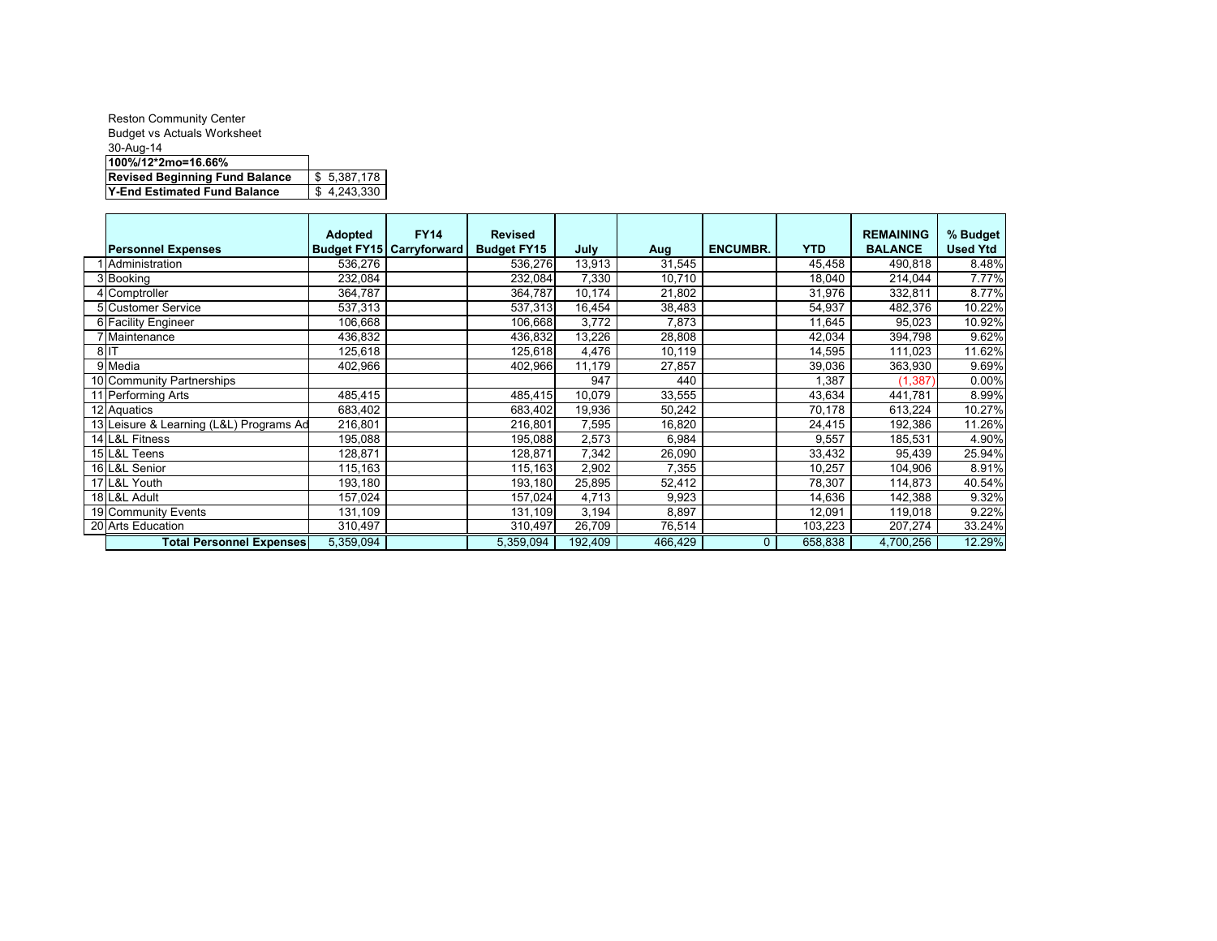Reston Community Center
Budget vs Actuals Worksheet
30-Aug-14

| 100%/12*2mo=16.66% | |
|---|---|
| **Revised Beginning Fund Balance** | $ 5,387,178 |
| **Y-End Estimated Fund Balance** | $ 4,243,330 |

| | Personnel Expenses | Adopted Budget FY15 | FY14 Carryforward | Revised Budget FY15 | July | Aug | ENCUMBR. | YTD | REMAINING BALANCE | % Budget Used Ytd |
|---|---|---|---|---|---|---|---|---|---|---|
| 1 | Administration | 536,276 | | 536,276 | 13,913 | 31,545 | | 45,458 | 490,818 | 8.48% |
| 3 | Booking | 232,084 | | 232,084 | 7,330 | 10,710 | | 18,040 | 214,044 | 7.77% |
| 4 | Comptroller | 364,787 | | 364,787 | 10,174 | 21,802 | | 31,976 | 332,811 | 8.77% |
| 5 | Customer Service | 537,313 | | 537,313 | 16,454 | 38,483 | | 54,937 | 482,376 | 10.22% |
| 6 | Facility Engineer | 106,668 | | 106,668 | 3,772 | 7,873 | | 11,645 | 95,023 | 10.92% |
| 7 | Maintenance | 436,832 | | 436,832 | 13,226 | 28,808 | | 42,034 | 394,798 | 9.62% |
| 8 | IT | 125,618 | | 125,618 | 4,476 | 10,119 | | 14,595 | 111,023 | 11.62% |
| 9 | Media | 402,966 | | 402,966 | 11,179 | 27,857 | | 39,036 | 363,930 | 9.69% |
| 10 | Community Partnerships | | | | 947 | 440 | | 1,387 | (1,387) | 0.00% |
| 11 | Performing Arts | 485,415 | | 485,415 | 10,079 | 33,555 | | 43,634 | 441,781 | 8.99% |
| 12 | Aquatics | 683,402 | | 683,402 | 19,936 | 50,242 | | 70,178 | 613,224 | 10.27% |
| 13 | Leisure & Learning (L&L) Programs Ad | 216,801 | | 216,801 | 7,595 | 16,820 | | 24,415 | 192,386 | 11.26% |
| 14 | L&L Fitness | 195,088 | | 195,088 | 2,573 | 6,984 | | 9,557 | 185,531 | 4.90% |
| 15 | L&L Teens | 128,871 | | 128,871 | 7,342 | 26,090 | | 33,432 | 95,439 | 25.94% |
| 16 | L&L Senior | 115,163 | | 115,163 | 2,902 | 7,355 | | 10,257 | 104,906 | 8.91% |
| 17 | L&L Youth | 193,180 | | 193,180 | 25,895 | 52,412 | | 78,307 | 114,873 | 40.54% |
| 18 | L&L Adult | 157,024 | | 157,024 | 4,713 | 9,923 | | 14,636 | 142,388 | 9.32% |
| 19 | Community Events | 131,109 | | 131,109 | 3,194 | 8,897 | | 12,091 | 119,018 | 9.22% |
| 20 | Arts Education | 310,497 | | 310,497 | 26,709 | 76,514 | | 103,223 | 207,274 | 33.24% |
| | **Total Personnel Expenses** | 5,359,094 | | 5,359,094 | 192,409 | 466,429 | 0 | 658,838 | 4,700,256 | 12.29% |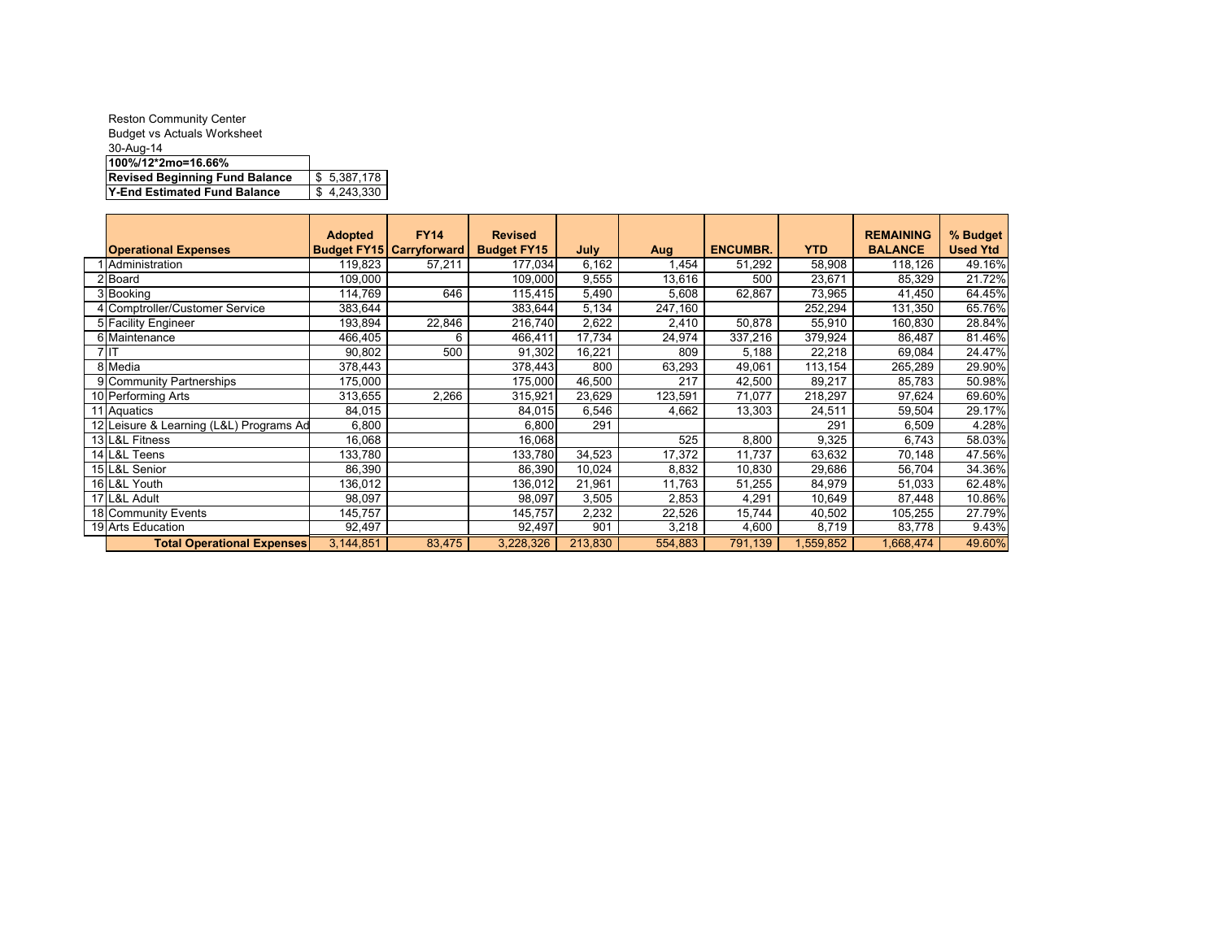Reston Community Center
Budget vs Actuals Worksheet
30-Aug-14

| **100%/12*2mo=16.66%** | |
|---|---|
| **Revised Beginning Fund Balance** | $ 5,387,178 |
| **Y-End Estimated Fund Balance** | $ 4,243,330 |

| | Operational Expenses | Adopted Budget FY15 | FY14 Carryforward | Revised Budget FY15 | July | Aug | ENCUMBR. | YTD | REMAINING BALANCE | % Budget Used Ytd |
|---|---|---|---|---|---|---|---|---|---|---|
| 1 | Administration | 119,823 | 57,211 | 177,034 | 6,162 | 1,454 | 51,292 | 58,908 | 118,126 | 49.16% |
| 2 | Board | 109,000 | | 109,000 | 9,555 | 13,616 | 500 | 23,671 | 85,329 | 21.72% |
| 3 | Booking | 114,769 | 646 | 115,415 | 5,490 | 5,608 | 62,867 | 73,965 | 41,450 | 64.45% |
| 4 | Comptroller/Customer Service | 383,644 | | 383,644 | 5,134 | 247,160 | | 252,294 | 131,350 | 65.76% |
| 5 | Facility Engineer | 193,894 | 22,846 | 216,740 | 2,622 | 2,410 | 50,878 | 55,910 | 160,830 | 28.84% |
| 6 | Maintenance | 466,405 | 6 | 466,411 | 17,734 | 24,974 | 337,216 | 379,924 | 86,487 | 81.46% |
| 7 | IT | 90,802 | 500 | 91,302 | 16,221 | 809 | 5,188 | 22,218 | 69,084 | 24.47% |
| 8 | Media | 378,443 | | 378,443 | 800 | 63,293 | 49,061 | 113,154 | 265,289 | 29.90% |
| 9 | Community Partnerships | 175,000 | | 175,000 | 46,500 | 217 | 42,500 | 89,217 | 85,783 | 50.98% |
| 10 | Performing Arts | 313,655 | 2,266 | 315,921 | 23,629 | 123,591 | 71,077 | 218,297 | 97,624 | 69.60% |
| 11 | Aquatics | 84,015 | | 84,015 | 6,546 | 4,662 | 13,303 | 24,511 | 59,504 | 29.17% |
| 12 | Leisure & Learning (L&L) Programs Ad | 6,800 | | 6,800 | 291 | | | 291 | 6,509 | 4.28% |
| 13 | L&L Fitness | 16,068 | | 16,068 | | 525 | 8,800 | 9,325 | 6,743 | 58.03% |
| 14 | L&L Teens | 133,780 | | 133,780 | 34,523 | 17,372 | 11,737 | 63,632 | 70,148 | 47.56% |
| 15 | L&L Senior | 86,390 | | 86,390 | 10,024 | 8,832 | 10,830 | 29,686 | 56,704 | 34.36% |
| 16 | L&L Youth | 136,012 | | 136,012 | 21,961 | 11,763 | 51,255 | 84,979 | 51,033 | 62.48% |
| 17 | L&L Adult | 98,097 | | 98,097 | 3,505 | 2,853 | 4,291 | 10,649 | 87,448 | 10.86% |
| 18 | Community Events | 145,757 | | 145,757 | 2,232 | 22,526 | 15,744 | 40,502 | 105,255 | 27.79% |
| 19 | Arts Education | 92,497 | | 92,497 | 901 | 3,218 | 4,600 | 8,719 | 83,778 | 9.43% |
| | **Total Operational Expenses** | 3,144,851 | 83,475 | 3,228,326 | 213,830 | 554,883 | 791,139 | 1,559,852 | 1,668,474 | 49.60% |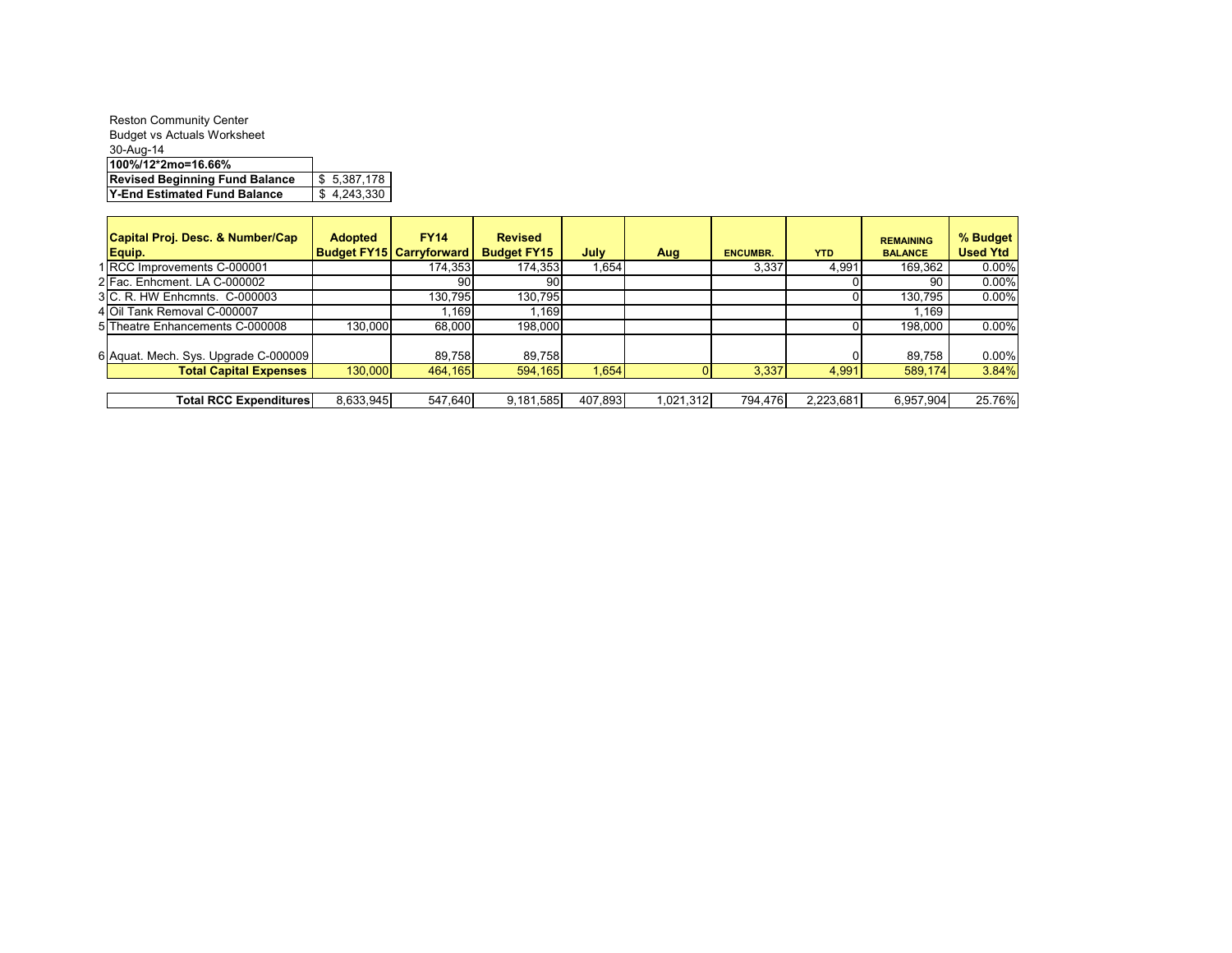Reston Community Center
Budget vs Actuals Worksheet
30-Aug-14

| **100%/12*2mo=16.66%** | |
|---|---|
| **Revised Beginning Fund Balance** | $ 5,387,178 |
| **Y-End Estimated Fund Balance** | $ 4,243,330 |

| | Capital Proj. Desc. & Number/Cap Equip. | Adopted Budget FY15 | FY14 Carryforward | Revised Budget FY15 | July | Aug | ENCUMBR. | YTD | REMAINING BALANCE | % Budget Used Ytd |
|---|---|---|---|---|---|---|---|---|---|---|
| 1 | RCC Improvements C-000001 | | 174,353 | 174,353 | 1,654 | | 3,337 | 4,991 | 169,362 | 0.00% |
| 2 | Fac. Enhcment. LA C-000002 | | 90 | 90 | | | | 0 | 90 | 0.00% |
| 3 | C. R. HW Enhcmnts. C-000003 | | 130,795 | 130,795 | | | | 0 | 130,795 | 0.00% |
| 4 | Oil Tank Removal C-000007 | | 1,169 | 1,169 | | | | | 1,169 | |
| 5 | Theatre Enhancements C-000008 | 130,000 | 68,000 | 198,000 | | | | 0 | 198,000 | 0.00% |
| 6 | Aquat. Mech. Sys. Upgrade C-000009 | | 89,758 | 89,758 | | | | 0 | 89,758 | 0.00% |
| | **Total Capital Expenses** | 130,000 | 464,165 | 594,165 | 1,654 | 0 | 3,337 | 4,991 | 589,174 | 3.84% |
| | **Total RCC Expenditures** | 8,633,945 | 547,640 | 9,181,585 | 407,893 | 1,021,312 | 794,476 | 2,223,681 | 6,957,904 | 25.76% |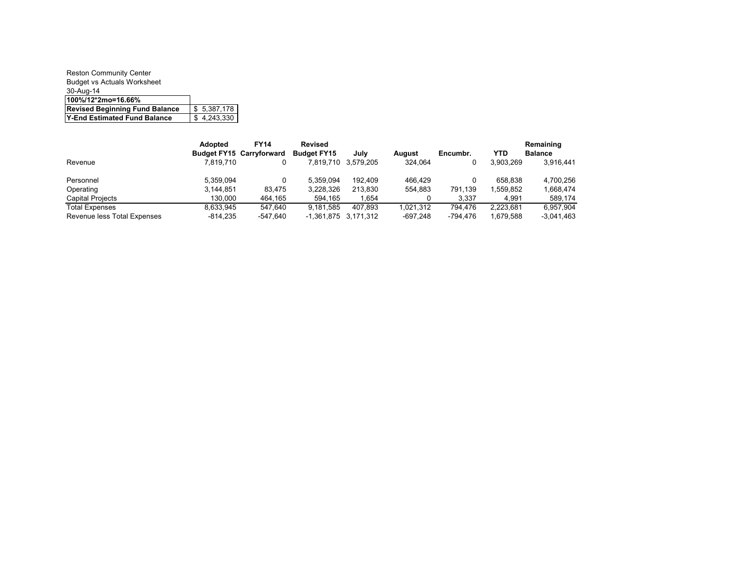Reston Community Center
Budget vs Actuals Worksheet
30-Aug-14

| 100%/12*2mo=16.66% | |
|---|---|
| **Revised Beginning Fund Balance** | $ 5,387,178 |
| **Y-End Estimated Fund Balance** | $ 4,243,330 |

| | **Adopted Budget FY15** | **FY14 Carryforward** | **Revised Budget FY15** | **July** | **August** | **Encumbr.** | **YTD** | **Remaining Balance** |
|---|---|---|---|---|---|---|---|---|
| Revenue | 7,819,710 | 0 | 7,819,710 | 3,579,205 | 324,064 | 0 | 3,903,269 | 3,916,441 |
| | | | | | | | | |
| Personnel | 5,359,094 | 0 | 5,359,094 | 192,409 | 466,429 | 0 | 658,838 | 4,700,256 |
| Operating | 3,144,851 | 83,475 | 3,228,326 | 213,830 | 554,883 | 791,139 | 1,559,852 | 1,668,474 |
| Capital Projects | 130,000 | 464,165 | 594,165 | 1,654 | 0 | 3,337 | 4,991 | 589,174 |
| Total Expenses | 8,633,945 | 547,640 | 9,181,585 | 407,893 | 1,021,312 | 794,476 | 2,223,681 | 6,957,904 |
| Revenue less Total Expenses | -814,235 | -547,640 | -1,361,875 | 3,171,312 | -697,248 | -794,476 | 1,679,588 | -3,041,463 |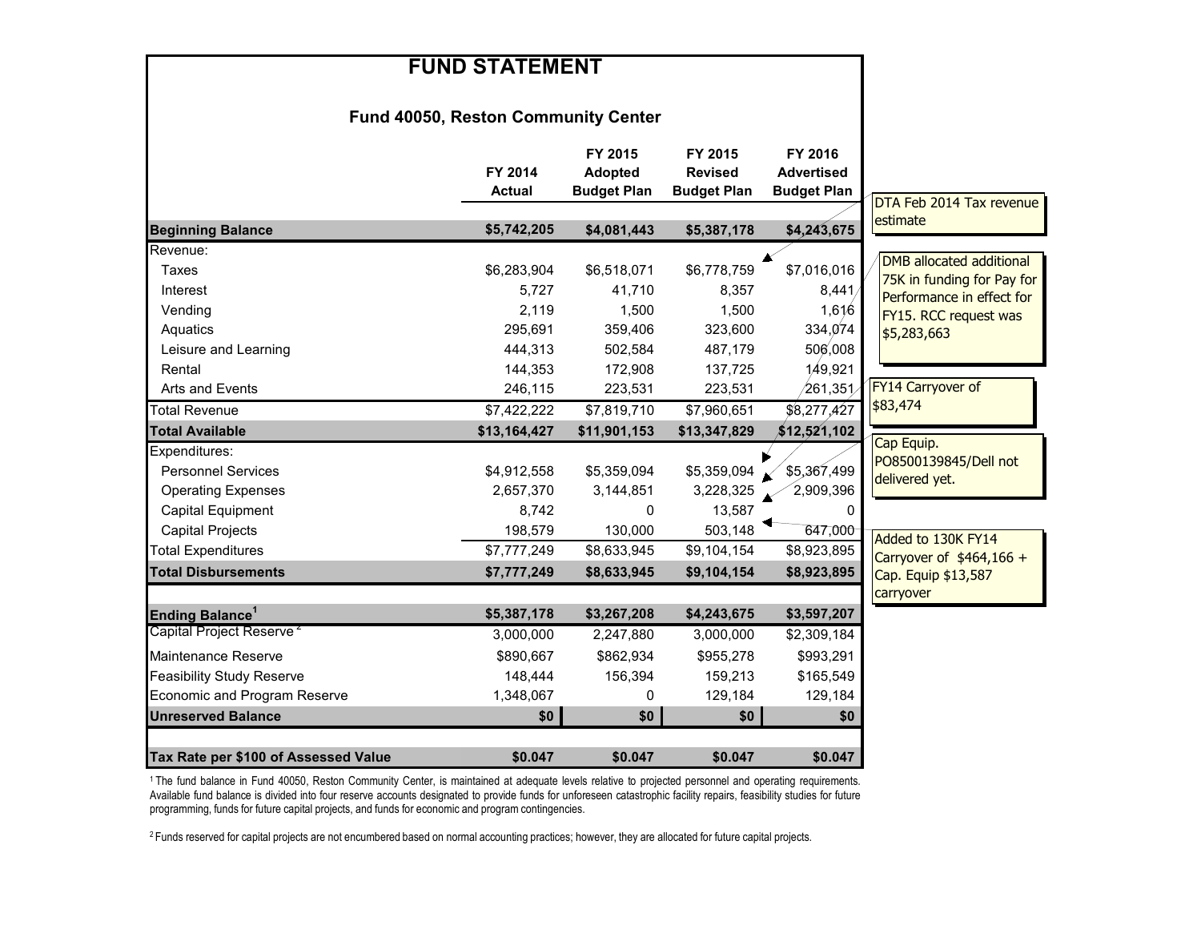# FUND STATEMENT

## Fund 40050, Reston Community Center

| | FY 2014 Actual | FY 2015 Adopted Budget Plan | FY 2015 Revised Budget Plan | FY 2016 Advertised Budget Plan |
|---|---|---|---|---|
| **Beginning Balance** | **$5,742,205** | **$4,081,443** | **$5,387,178** | **$4,243,675** |
| Revenue: | | | | |
| Taxes | $6,283,904 | $6,518,071 | $6,778,759 | $7,016,016 |
| Interest | 5,727 | 41,710 | 8,357 | 8,441 |
| Vending | 2,119 | 1,500 | 1,500 | 1,616 |
| Aquatics | 295,691 | 359,406 | 323,600 | 334,074 |
| Leisure and Learning | 444,313 | 502,584 | 487,179 | 506,008 |
| Rental | 144,353 | 172,908 | 137,725 | 149,921 |
| Arts and Events | 246,115 | 223,531 | 223,531 | 261,351 |
| Total Revenue | $7,422,222 | $7,819,710 | $7,960,651 | $8,277,427 |
| **Total Available** | **$13,164,427** | **$11,901,153** | **$13,347,829** | **$12,521,102** |
| Expenditures: | | | | |
| Personnel Services | $4,912,558 | $5,359,094 | $5,359,094 | $5,367,499 |
| Operating Expenses | 2,657,370 | 3,144,851 | 3,228,325 | 2,909,396 |
| Capital Equipment | 8,742 | 0 | 13,587 | 0 |
| Capital Projects | 198,579 | 130,000 | 503,148 | 647,000 |
| Total Expenditures | $7,777,249 | $8,633,945 | $9,104,154 | $8,923,895 |
| **Total Disbursements** | **$7,777,249** | **$8,633,945** | **$9,104,154** | **$8,923,895** |
| **Ending Balance[1]** | **$5,387,178** | **$3,267,208** | **$4,243,675** | **$3,597,207** |
| Capital Project Reserve[2] | 3,000,000 | 2,247,880 | 3,000,000 | $2,309,184 |
| Maintenance Reserve | $890,667 | $862,934 | $955,278 | $993,291 |
| Feasibility Study Reserve | 148,444 | 156,394 | 159,213 | $165,549 |
| Economic and Program Reserve | 1,348,067 | 0 | 129,184 | 129,184 |
| **Unreserved Balance** | **$0** | **$0** | **$0** | **$0** |
| **Tax Rate per $100 of Assessed Value** | **$0.047** | **$0.047** | **$0.047** | **$0.047** |

Notes (callouts):

- DTA Feb 2014 Tax revenue estimate
- DMB allocated additional 75K in funding for Pay for Performance in effect for FY15. RCC request was $5,283,663
- FY14 Carryover of $83,474
- Cap Equip. PO8500139845/Dell not delivered yet.
- Added to 130K FY14 Carryover of $464,166 + Cap. Equip $13,587 carryover

[1] The fund balance in Fund 40050, Reston Community Center, is maintained at adequate levels relative to projected personnel and operating requirements. Available fund balance is divided into four reserve accounts designated to provide funds for unforeseen catastrophic facility repairs, feasibility studies for future programming, funds for future capital projects, and funds for economic and program contingencies.

[2] Funds reserved for capital projects are not encumbered based on normal accounting practices; however, they are allocated for future capital projects.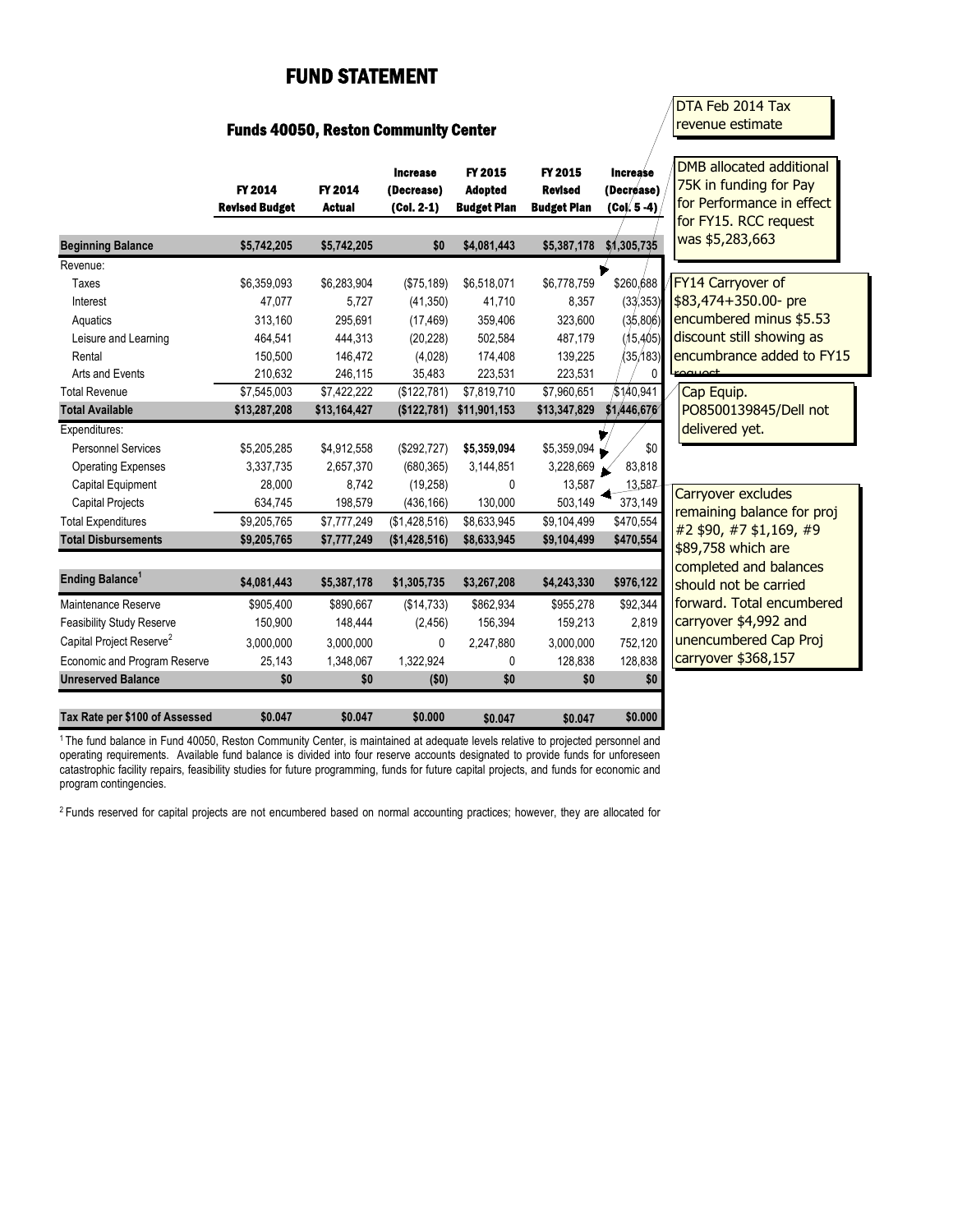# FUND STATEMENT

## Funds 40050, Reston Community Center

| | FY 2014 Revised Budget | FY 2014 Actual | Increase (Decrease) (Col. 2-1) | FY 2015 Adopted Budget Plan | FY 2015 Revised Budget Plan | Increase (Decrease) (Col. 5 -4) |
|---|---|---|---|---|---|---|
| **Beginning Balance** | $5,742,205 | $5,742,205 | $0 | $4,081,443 | $5,387,178 | $1,305,735 |
| Revenue: | | | | | | |
| Taxes | $6,359,093 | $6,283,904 | ($75,189) | $6,518,071 | $6,778,759 | $260,688 |
| Interest | 47,077 | 5,727 | (41,350) | 41,710 | 8,357 | (33,353) |
| Aquatics | 313,160 | 295,691 | (17,469) | 359,406 | 323,600 | (35,806) |
| Leisure and Learning | 464,541 | 444,313 | (20,228) | 502,584 | 487,179 | (15,405) |
| Rental | 150,500 | 146,472 | (4,028) | 174,408 | 139,225 | (35,183) |
| Arts and Events | 210,632 | 246,115 | 35,483 | 223,531 | 223,531 | 0 |
| Total Revenue | $7,545,003 | $7,422,222 | ($122,781) | $7,819,710 | $7,960,651 | $140,941 |
| **Total Available** | $13,287,208 | $13,164,427 | ($122,781) | $11,901,153 | $13,347,829 | $1,446,676 |
| Expenditures: | | | | | | |
| Personnel Services | $5,205,285 | $4,912,558 | ($292,727) | **$5,359,094** | $5,359,094 | $0 |
| Operating Expenses | 3,337,735 | 2,657,370 | (680,365) | 3,144,851 | 3,228,669 | 83,818 |
| Capital Equipment | 28,000 | 8,742 | (19,258) | 0 | 13,587 | 13,587 |
| Capital Projects | 634,745 | 198,579 | (436,166) | 130,000 | 503,149 | 373,149 |
| Total Expenditures | $9,205,765 | $7,777,249 | ($1,428,516) | $8,633,945 | $9,104,499 | $470,554 |
| **Total Disbursements** | $9,205,765 | $7,777,249 | ($1,428,516) | $8,633,945 | $9,104,499 | $470,554 |
| | | | | | | |
| **Ending Balance[1]** | $4,081,443 | $5,387,178 | $1,305,735 | $3,267,208 | $4,243,330 | $976,122 |
| Maintenance Reserve | $905,400 | $890,667 | ($14,733) | $862,934 | $955,278 | $92,344 |
| Feasibility Study Reserve | 150,900 | 148,444 | (2,456) | 156,394 | 159,213 | 2,819 |
| Capital Project Reserve[2] | 3,000,000 | 3,000,000 | 0 | 2,247,880 | 3,000,000 | 752,120 |
| Economic and Program Reserve | 25,143 | 1,348,067 | 1,322,924 | 0 | 128,838 | 128,838 |
| **Unreserved Balance** | $0 | $0 | ($0) | $0 | $0 | $0 |
| | | | | | | |
| **Tax Rate per $100 of Assessed** | $0.047 | $0.047 | $0.000 | $0.047 | $0.047 | $0.000 |

DTA Feb 2014 Tax revenue estimate

DMB allocated additional 75K in funding for Pay for Performance in effect for FY15. RCC request was $5,283,663

FY14 Carryover of $83,474+350.00- pre encumbered minus $5.53 discount still showing as encumbrance added to FY15 request

Cap Equip. PO8500139845/Dell not delivered yet.

Carryover excludes remaining balance for proj #2 $90, #7 $1,169, #9 $89,758 which are completed and balances should not be carried forward. Total encumbered carryover $4,992 and unencumbered Cap Proj carryover $368,157

[1] The fund balance in Fund 40050, Reston Community Center, is maintained at adequate levels relative to projected personnel and operating requirements. Available fund balance is divided into four reserve accounts designated to provide funds for unforeseen catastrophic facility repairs, feasibility studies for future programming, funds for future capital projects, and funds for economic and program contingencies.

[2] Funds reserved for capital projects are not encumbered based on normal accounting practices; however, they are allocated for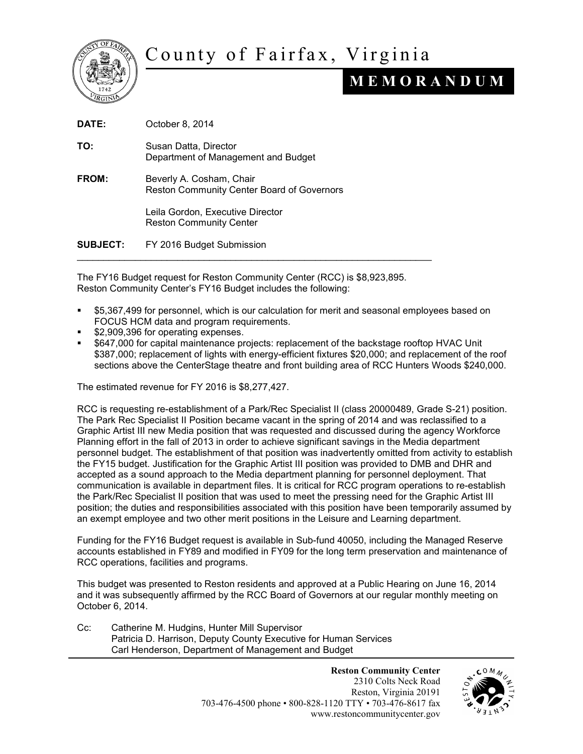# County of Fairfax, Virginia

## MEMORANDUM

**DATE:** October 8, 2014

**TO:** Susan Datta, Director
Department of Management and Budget

**FROM:** Beverly A. Cosham, Chair
Reston Community Center Board of Governors

Leila Gordon, Executive Director
Reston Community Center

**SUBJECT:** FY 2016 Budget Submission

---

The FY16 Budget request for Reston Community Center (RCC) is $8,923,895.
Reston Community Center's FY16 Budget includes the following:

- $5,367,499 for personnel, which is our calculation for merit and seasonal employees based on FOCUS HCM data and program requirements.
- $2,909,396 for operating expenses.
- $647,000 for capital maintenance projects: replacement of the backstage rooftop HVAC Unit $387,000; replacement of lights with energy-efficient fixtures $20,000; and replacement of the roof sections above the CenterStage theatre and front building area of RCC Hunters Woods $240,000.

The estimated revenue for FY 2016 is $8,277,427.

RCC is requesting re-establishment of a Park/Rec Specialist II (class 20000489, Grade S-21) position. The Park Rec Specialist II Position became vacant in the spring of 2014 and was reclassified to a Graphic Artist III new Media position that was requested and discussed during the agency Workforce Planning effort in the fall of 2013 in order to achieve significant savings in the Media department personnel budget. The establishment of that position was inadvertently omitted from activity to establish the FY15 budget. Justification for the Graphic Artist III position was provided to DMB and DHR and accepted as a sound approach to the Media department planning for personnel deployment. That communication is available in department files. It is critical for RCC program operations to re-establish the Park/Rec Specialist II position that was used to meet the pressing need for the Graphic Artist III position; the duties and responsibilities associated with this position have been temporarily assumed by an exempt employee and two other merit positions in the Leisure and Learning department.

Funding for the FY16 Budget request is available in Sub-fund 40050, including the Managed Reserve accounts established in FY89 and modified in FY09 for the long term preservation and maintenance of RCC operations, facilities and programs.

This budget was presented to Reston residents and approved at a Public Hearing on June 16, 2014 and it was subsequently affirmed by the RCC Board of Governors at our regular monthly meeting on October 6, 2014.

Cc: Catherine M. Hudgins, Hunter Mill Supervisor
Patricia D. Harrison, Deputy County Executive for Human Services
Carl Henderson, Department of Management and Budget

---

**Reston Community Center**
2310 Colts Neck Road
Reston, Virginia 20191
703-476-4500 phone • 800-828-1120 TTY • 703-476-8617 fax
www.restoncommunitycenter.gov